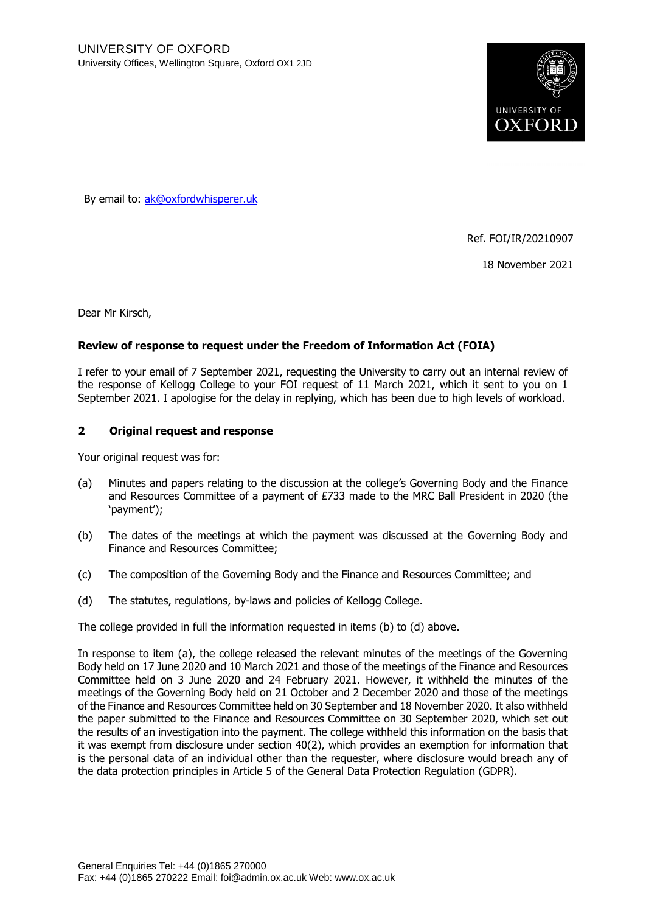UNIVERSITY OF OXFORD
University Offices, Wellington Square, Oxford OX1 2JD

By email to: ak@oxfordwhisperer.uk

Ref. FOI/IR/20210907

18 November 2021

Dear Mr Kirsch,

**Review of response to request under the Freedom of Information Act (FOIA)**

I refer to your email of 7 September 2021, requesting the University to carry out an internal review of the response of Kellogg College to your FOI request of 11 March 2021, which it sent to you on 1 September 2021. I apologise for the delay in replying, which has been due to high levels of workload.

## 2 Original request and response

Your original request was for:

(a) Minutes and papers relating to the discussion at the college's Governing Body and the Finance and Resources Committee of a payment of £733 made to the MRC Ball President in 2020 (the 'payment');

(b) The dates of the meetings at which the payment was discussed at the Governing Body and Finance and Resources Committee;

(c) The composition of the Governing Body and the Finance and Resources Committee; and

(d) The statutes, regulations, by-laws and policies of Kellogg College.

The college provided in full the information requested in items (b) to (d) above.

In response to item (a), the college released the relevant minutes of the meetings of the Governing Body held on 17 June 2020 and 10 March 2021 and those of the meetings of the Finance and Resources Committee held on 3 June 2020 and 24 February 2021. However, it withheld the minutes of the meetings of the Governing Body held on 21 October and 2 December 2020 and those of the meetings of the Finance and Resources Committee held on 30 September and 18 November 2020. It also withheld the paper submitted to the Finance and Resources Committee on 30 September 2020, which set out the results of an investigation into the payment. The college withheld this information on the basis that it was exempt from disclosure under section 40(2), which provides an exemption for information that is the personal data of an individual other than the requester, where disclosure would breach any of the data protection principles in Article 5 of the General Data Protection Regulation (GDPR).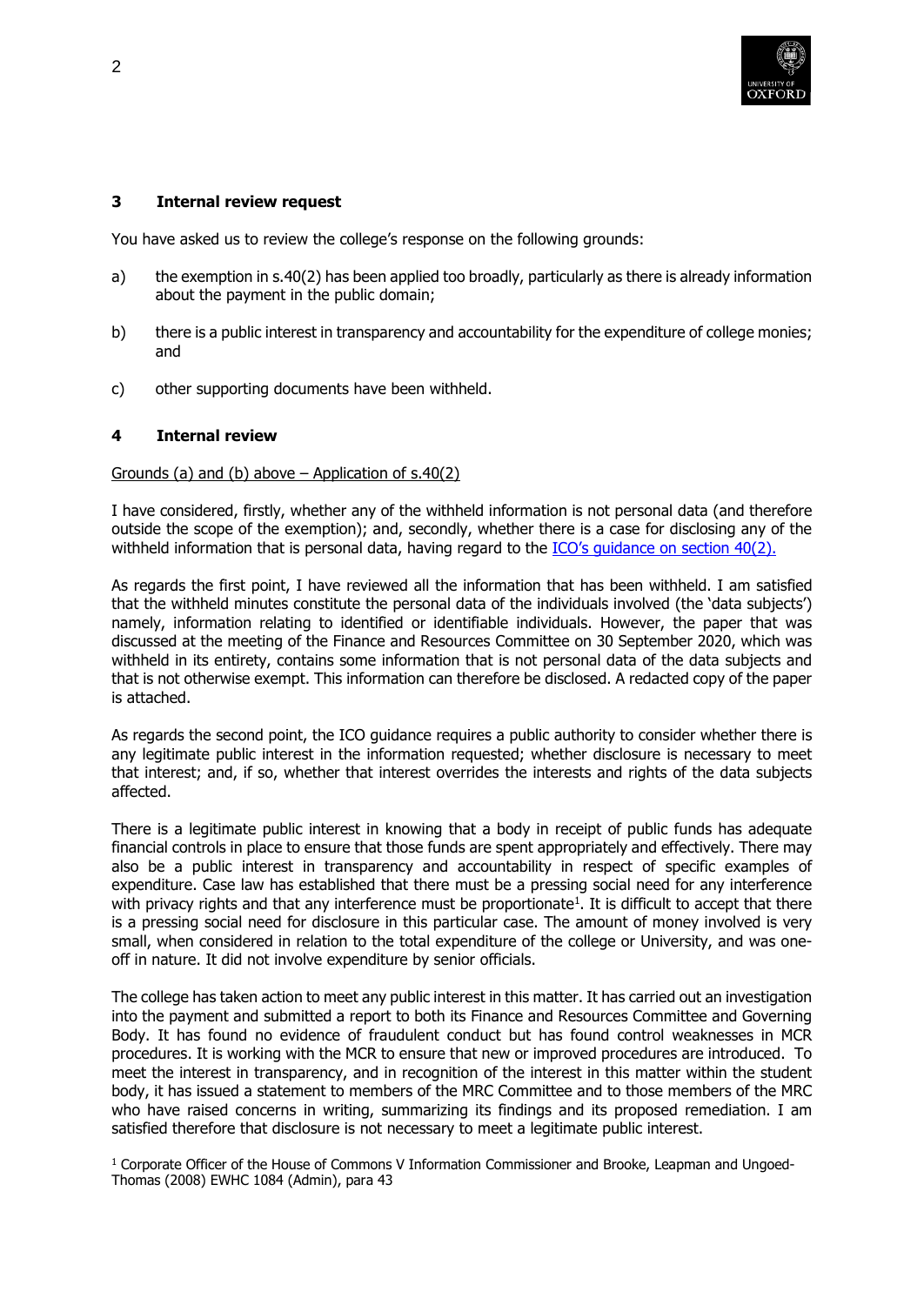## 3 Internal review request

You have asked us to review the college's response on the following grounds:

a) the exemption in s.40(2) has been applied too broadly, particularly as there is already information about the payment in the public domain;

b) there is a public interest in transparency and accountability for the expenditure of college monies; and

c) other supporting documents have been withheld.

## 4 Internal review

Grounds (a) and (b) above – Application of s.40(2)

I have considered, firstly, whether any of the withheld information is not personal data (and therefore outside the scope of the exemption); and, secondly, whether there is a case for disclosing any of the withheld information that is personal data, having regard to the [ICO's guidance on section 40(2).]

As regards the first point, I have reviewed all the information that has been withheld. I am satisfied that the withheld minutes constitute the personal data of the individuals involved (the 'data subjects') namely, information relating to identified or identifiable individuals. However, the paper that was discussed at the meeting of the Finance and Resources Committee on 30 September 2020, which was withheld in its entirety, contains some information that is not personal data of the data subjects and that is not otherwise exempt. This information can therefore be disclosed. A redacted copy of the paper is attached.

As regards the second point, the ICO guidance requires a public authority to consider whether there is any legitimate public interest in the information requested; whether disclosure is necessary to meet that interest; and, if so, whether that interest overrides the interests and rights of the data subjects affected.

There is a legitimate public interest in knowing that a body in receipt of public funds has adequate financial controls in place to ensure that those funds are spent appropriately and effectively. There may also be a public interest in transparency and accountability in respect of specific examples of expenditure. Case law has established that there must be a pressing social need for any interference with privacy rights and that any interference must be proportionate[1]. It is difficult to accept that there is a pressing social need for disclosure in this particular case. The amount of money involved is very small, when considered in relation to the total expenditure of the college or University, and was one-off in nature. It did not involve expenditure by senior officials.

The college has taken action to meet any public interest in this matter. It has carried out an investigation into the payment and submitted a report to both its Finance and Resources Committee and Governing Body. It has found no evidence of fraudulent conduct but has found control weaknesses in MCR procedures. It is working with the MCR to ensure that new or improved procedures are introduced. To meet the interest in transparency, and in recognition of the interest in this matter within the student body, it has issued a statement to members of the MRC Committee and to those members of the MRC who have raised concerns in writing, summarizing its findings and its proposed remediation. I am satisfied therefore that disclosure is not necessary to meet a legitimate public interest.

[1] Corporate Officer of the House of Commons V Information Commissioner and Brooke, Leapman and Ungoed-Thomas (2008) EWHC 1084 (Admin), para 43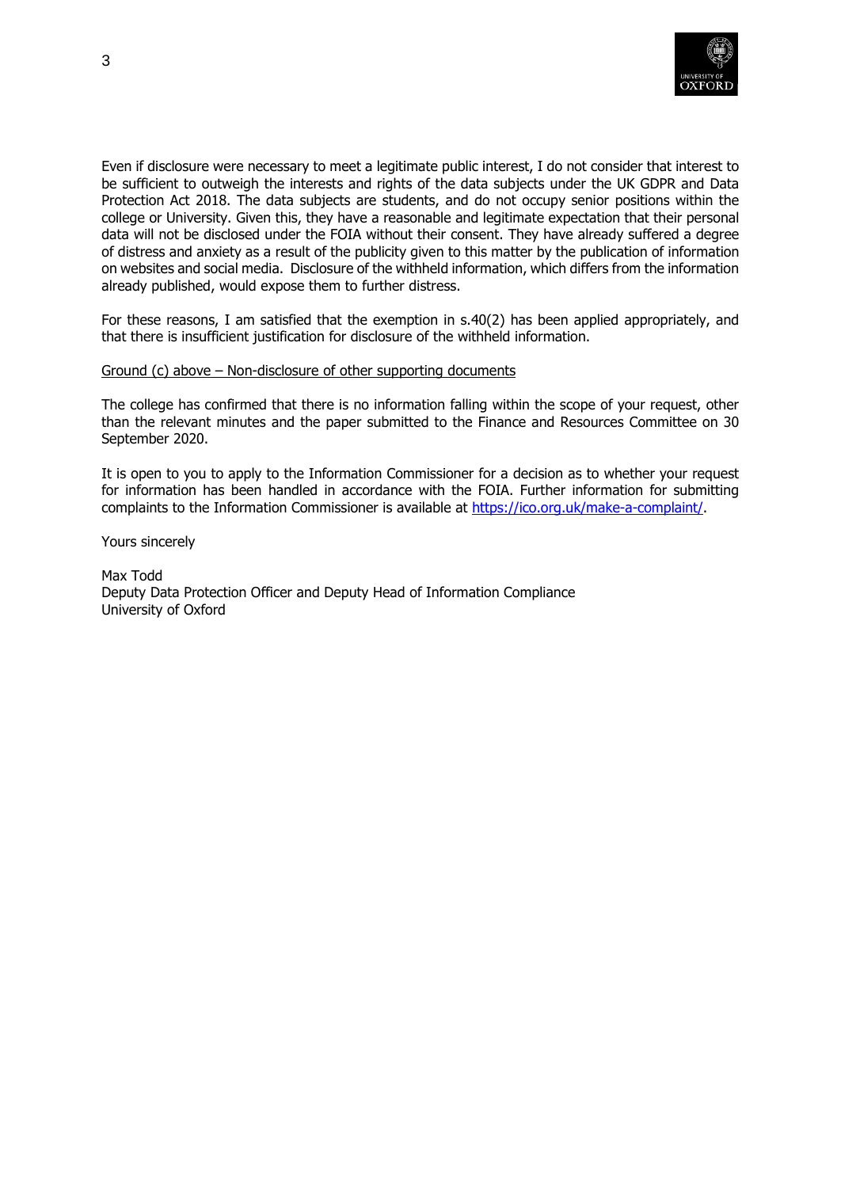Even if disclosure were necessary to meet a legitimate public interest, I do not consider that interest to be sufficient to outweigh the interests and rights of the data subjects under the UK GDPR and Data Protection Act 2018. The data subjects are students, and do not occupy senior positions within the college or University. Given this, they have a reasonable and legitimate expectation that their personal data will not be disclosed under the FOIA without their consent. They have already suffered a degree of distress and anxiety as a result of the publicity given to this matter by the publication of information on websites and social media. Disclosure of the withheld information, which differs from the information already published, would expose them to further distress.

For these reasons, I am satisfied that the exemption in s.40(2) has been applied appropriately, and that there is insufficient justification for disclosure of the withheld information.

<u>Ground (c) above – Non-disclosure of other supporting documents</u>

The college has confirmed that there is no information falling within the scope of your request, other than the relevant minutes and the paper submitted to the Finance and Resources Committee on 30 September 2020.

It is open to you to apply to the Information Commissioner for a decision as to whether your request for information has been handled in accordance with the FOIA. Further information for submitting complaints to the Information Commissioner is available at [https://ico.org.uk/make-a-complaint/](https://ico.org.uk/make-a-complaint/).

Yours sincerely

Max Todd
Deputy Data Protection Officer and Deputy Head of Information Compliance
University of Oxford